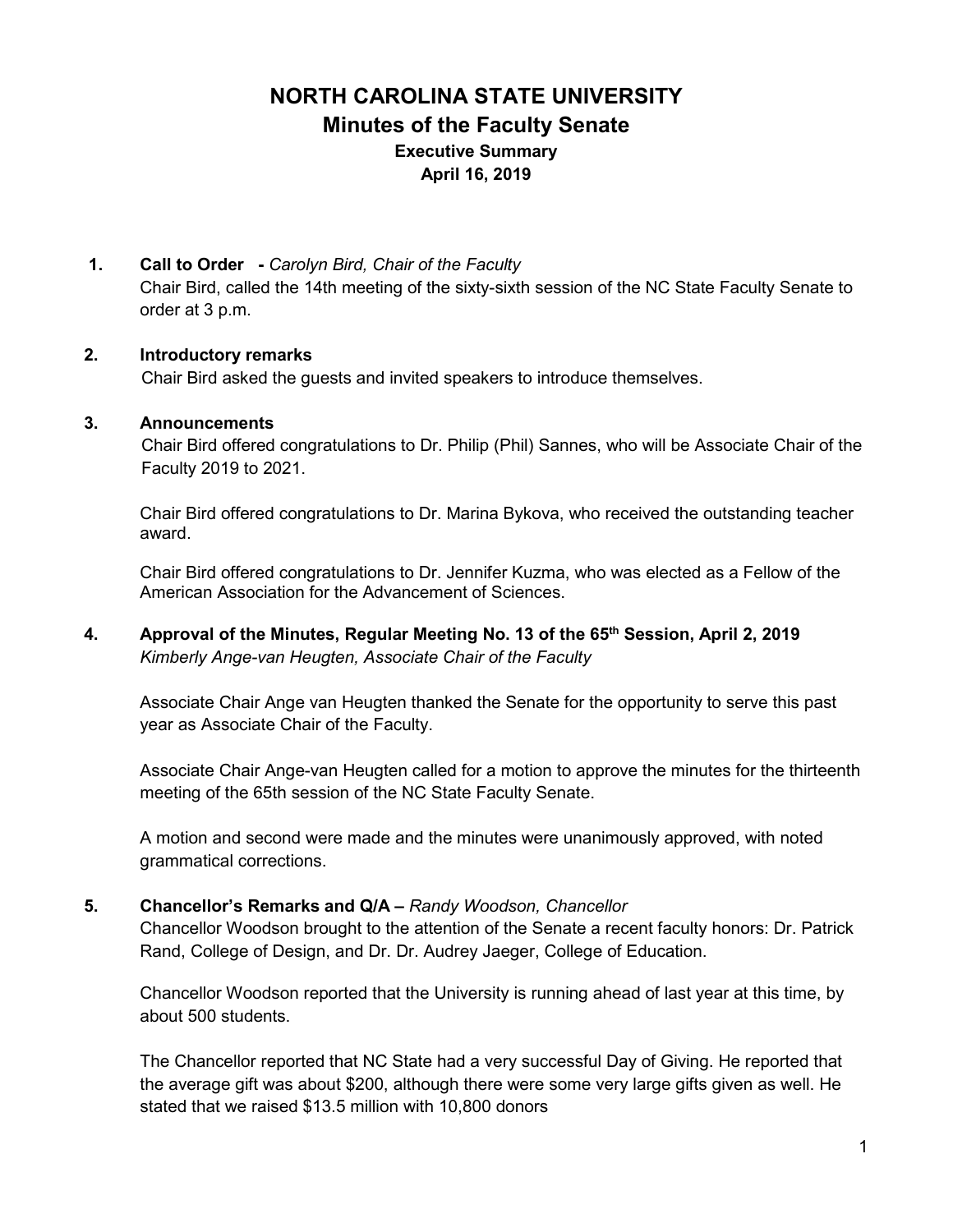# NORTH CAROLINA STATE UNIVERSITY
## Minutes of the Faculty Senate
### Executive Summary
### April 16, 2019

**1. Call to Order -** *Carolyn Bird, Chair of the Faculty*

Chair Bird, called the 14th meeting of the sixty-sixth session of the NC State Faculty Senate to order at 3 p.m.

**2. Introductory remarks**

Chair Bird asked the guests and invited speakers to introduce themselves.

**3. Announcements**

Chair Bird offered congratulations to Dr. Philip (Phil) Sannes, who will be Associate Chair of the Faculty 2019 to 2021.

Chair Bird offered congratulations to Dr. Marina Bykova, who received the outstanding teacher award.

Chair Bird offered congratulations to Dr. Jennifer Kuzma, who was elected as a Fellow of the American Association for the Advancement of Sciences.

**4. Approval of the Minutes, Regular Meeting No. 13 of the 65th Session, April 2, 2019**

*Kimberly Ange-van Heugten, Associate Chair of the Faculty*

Associate Chair Ange van Heugten thanked the Senate for the opportunity to serve this past year as Associate Chair of the Faculty.

Associate Chair Ange-van Heugten called for a motion to approve the minutes for the thirteenth meeting of the 65th session of the NC State Faculty Senate.

A motion and second were made and the minutes were unanimously approved, with noted grammatical corrections.

**5. Chancellor's Remarks and Q/A –** *Randy Woodson, Chancellor*

Chancellor Woodson brought to the attention of the Senate a recent faculty honors: Dr. Patrick Rand, College of Design, and Dr. Dr. Audrey Jaeger, College of Education.

Chancellor Woodson reported that the University is running ahead of last year at this time, by about 500 students.

The Chancellor reported that NC State had a very successful Day of Giving. He reported that the average gift was about $200, although there were some very large gifts given as well. He stated that we raised $13.5 million with 10,800 donors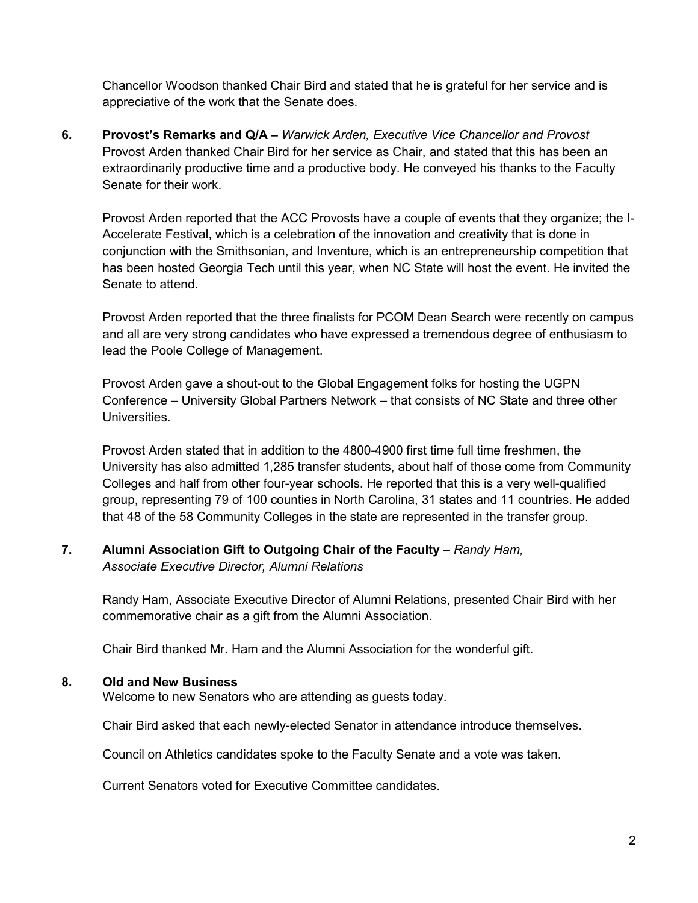Chancellor Woodson thanked Chair Bird and stated that he is grateful for her service and is appreciative of the work that the Senate does.

**6. Provost's Remarks and Q/A –** *Warwick Arden, Executive Vice Chancellor and Provost*

Provost Arden thanked Chair Bird for her service as Chair, and stated that this has been an extraordinarily productive time and a productive body. He conveyed his thanks to the Faculty Senate for their work.

Provost Arden reported that the ACC Provosts have a couple of events that they organize; the I-Accelerate Festival, which is a celebration of the innovation and creativity that is done in conjunction with the Smithsonian, and Inventure, which is an entrepreneurship competition that has been hosted Georgia Tech until this year, when NC State will host the event. He invited the Senate to attend.

Provost Arden reported that the three finalists for PCOM Dean Search were recently on campus and all are very strong candidates who have expressed a tremendous degree of enthusiasm to lead the Poole College of Management.

Provost Arden gave a shout-out to the Global Engagement folks for hosting the UGPN Conference – University Global Partners Network – that consists of NC State and three other Universities.

Provost Arden stated that in addition to the 4800-4900 first time full time freshmen, the University has also admitted 1,285 transfer students, about half of those come from Community Colleges and half from other four-year schools. He reported that this is a very well-qualified group, representing 79 of 100 counties in North Carolina, 31 states and 11 countries. He added that 48 of the 58 Community Colleges in the state are represented in the transfer group.

**7. Alumni Association Gift to Outgoing Chair of the Faculty –** *Randy Ham, Associate Executive Director, Alumni Relations*

Randy Ham, Associate Executive Director of Alumni Relations, presented Chair Bird with her commemorative chair as a gift from the Alumni Association.

Chair Bird thanked Mr. Ham and the Alumni Association for the wonderful gift.

**8. Old and New Business**

Welcome to new Senators who are attending as guests today.

Chair Bird asked that each newly-elected Senator in attendance introduce themselves.

Council on Athletics candidates spoke to the Faculty Senate and a vote was taken.

Current Senators voted for Executive Committee candidates.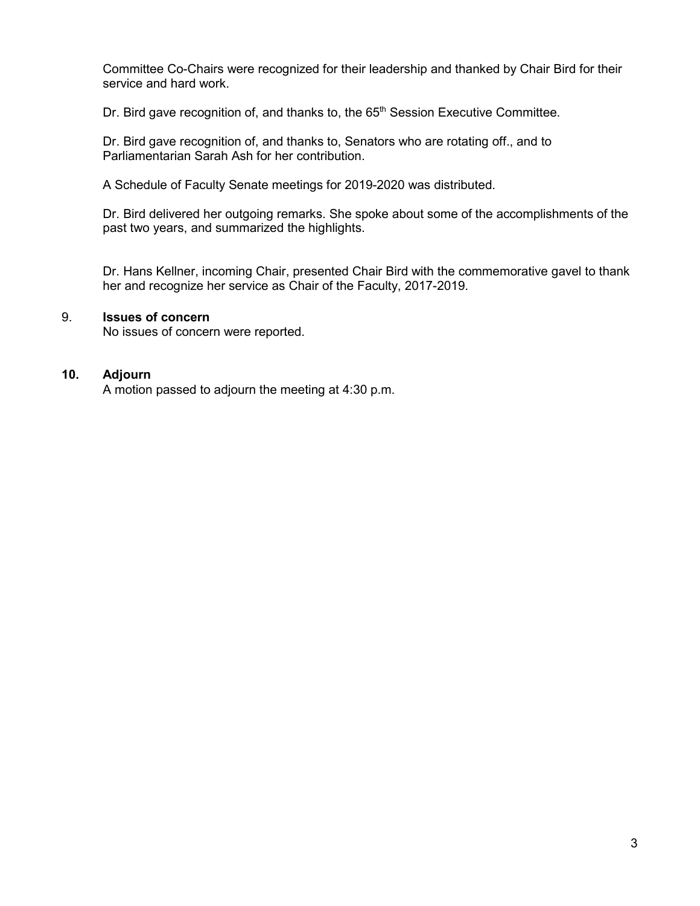Committee Co-Chairs were recognized for their leadership and thanked by Chair Bird for their service and hard work.

Dr. Bird gave recognition of, and thanks to, the 65th Session Executive Committee.

Dr. Bird gave recognition of, and thanks to, Senators who are rotating off., and to Parliamentarian Sarah Ash for her contribution.

A Schedule of Faculty Senate meetings for 2019-2020 was distributed.

Dr. Bird delivered her outgoing remarks. She spoke about some of the accomplishments of the past two years, and summarized the highlights.

Dr. Hans Kellner, incoming Chair, presented Chair Bird with the commemorative gavel to thank her and recognize her service as Chair of the Faculty, 2017-2019.

9. **Issues of concern**
   No issues of concern were reported.

**10. Adjourn**
   A motion passed to adjourn the meeting at 4:30 p.m.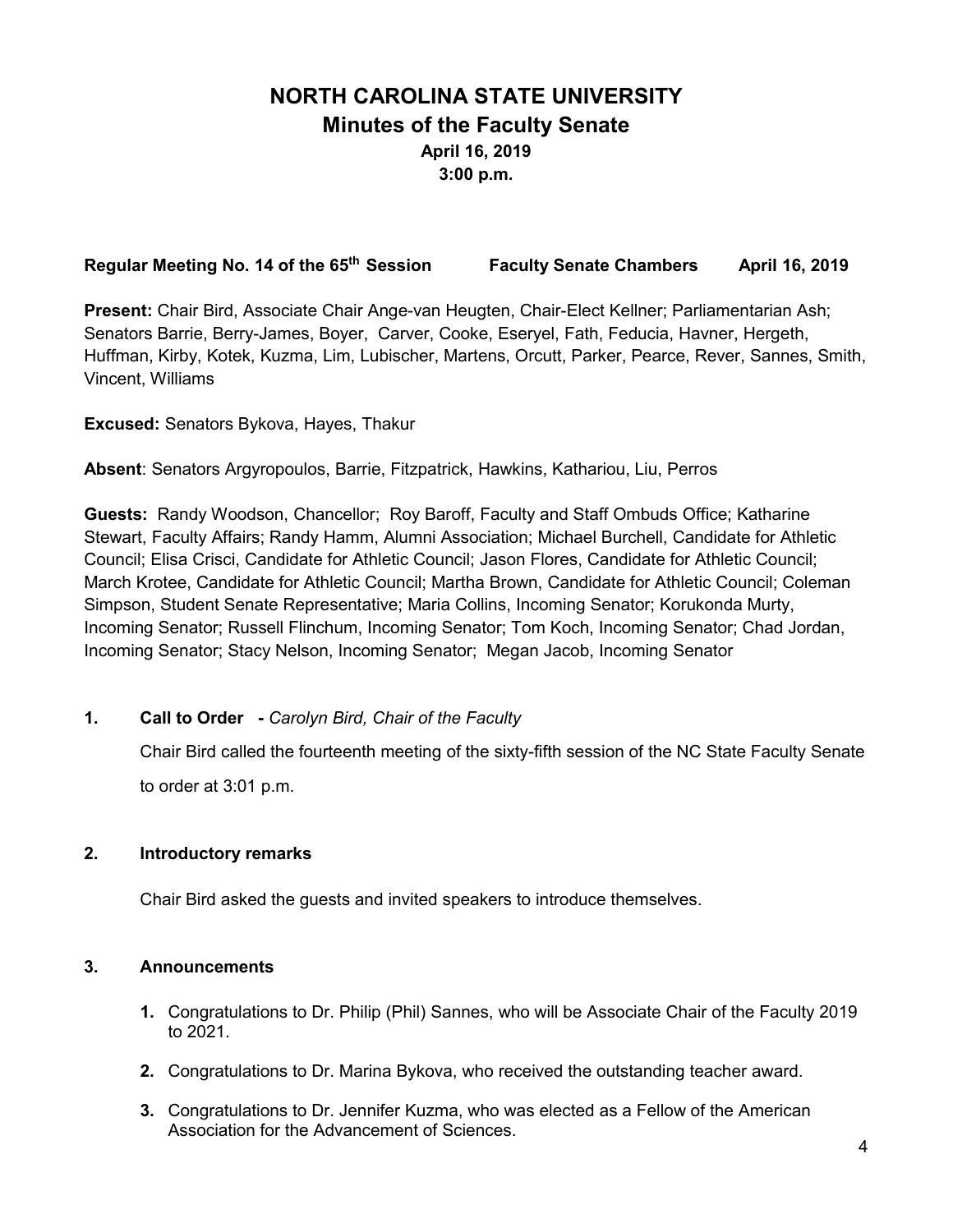# NORTH CAROLINA STATE UNIVERSITY
## Minutes of the Faculty Senate
### April 16, 2019
### 3:00 p.m.

**Regular Meeting No. 14 of the 65th Session Faculty Senate Chambers April 16, 2019**

**Present:** Chair Bird, Associate Chair Ange-van Heugten, Chair-Elect Kellner; Parliamentarian Ash; Senators Barrie, Berry-James, Boyer, Carver, Cooke, Eseryel, Fath, Feducia, Havner, Hergeth, Huffman, Kirby, Kotek, Kuzma, Lim, Lubischer, Martens, Orcutt, Parker, Pearce, Rever, Sannes, Smith, Vincent, Williams

**Excused:** Senators Bykova, Hayes, Thakur

**Absent**: Senators Argyropoulos, Barrie, Fitzpatrick, Hawkins, Kathariou, Liu, Perros

**Guests:** Randy Woodson, Chancellor; Roy Baroff, Faculty and Staff Ombuds Office; Katharine Stewart, Faculty Affairs; Randy Hamm, Alumni Association; Michael Burchell, Candidate for Athletic Council; Elisa Crisci, Candidate for Athletic Council; Jason Flores, Candidate for Athletic Council; March Krotee, Candidate for Athletic Council; Martha Brown, Candidate for Athletic Council; Coleman Simpson, Student Senate Representative; Maria Collins, Incoming Senator; Korukonda Murty, Incoming Senator; Russell Flinchum, Incoming Senator; Tom Koch, Incoming Senator; Chad Jordan, Incoming Senator; Stacy Nelson, Incoming Senator; Megan Jacob, Incoming Senator

**1. Call to Order -** *Carolyn Bird, Chair of the Faculty*

Chair Bird called the fourteenth meeting of the sixty-fifth session of the NC State Faculty Senate to order at 3:01 p.m.

**2. Introductory remarks**

Chair Bird asked the guests and invited speakers to introduce themselves.

**3. Announcements**

1. Congratulations to Dr. Philip (Phil) Sannes, who will be Associate Chair of the Faculty 2019 to 2021.
2. Congratulations to Dr. Marina Bykova, who received the outstanding teacher award.
3. Congratulations to Dr. Jennifer Kuzma, who was elected as a Fellow of the American Association for the Advancement of Sciences.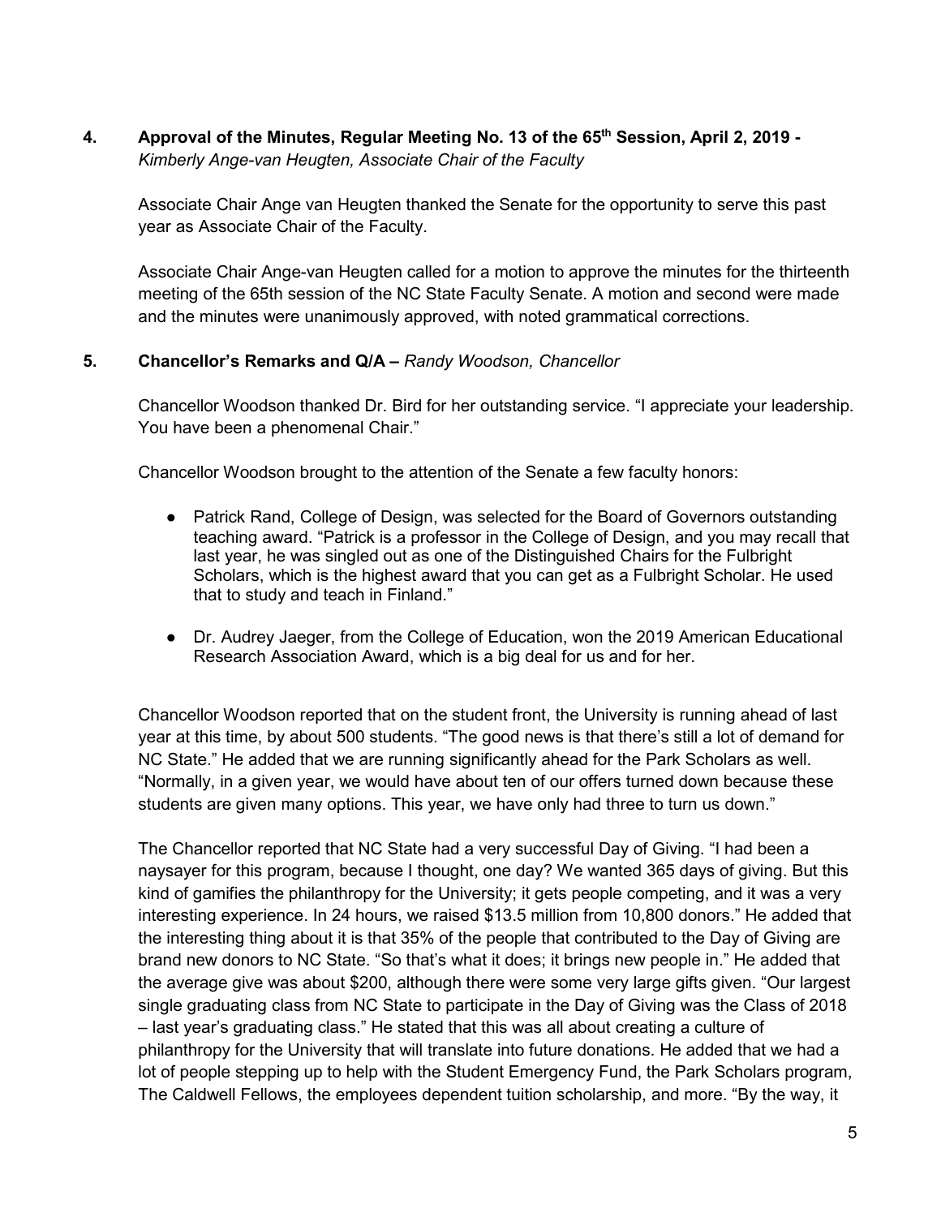**4. Approval of the Minutes, Regular Meeting No. 13 of the 65th Session, April 2, 2019 -** *Kimberly Ange-van Heugten, Associate Chair of the Faculty*

Associate Chair Ange van Heugten thanked the Senate for the opportunity to serve this past year as Associate Chair of the Faculty.

Associate Chair Ange-van Heugten called for a motion to approve the minutes for the thirteenth meeting of the 65th session of the NC State Faculty Senate. A motion and second were made and the minutes were unanimously approved, with noted grammatical corrections.

**5. Chancellor's Remarks and Q/A –** *Randy Woodson, Chancellor*

Chancellor Woodson thanked Dr. Bird for her outstanding service. "I appreciate your leadership. You have been a phenomenal Chair."

Chancellor Woodson brought to the attention of the Senate a few faculty honors:

- Patrick Rand, College of Design, was selected for the Board of Governors outstanding teaching award. "Patrick is a professor in the College of Design, and you may recall that last year, he was singled out as one of the Distinguished Chairs for the Fulbright Scholars, which is the highest award that you can get as a Fulbright Scholar. He used that to study and teach in Finland."
- Dr. Audrey Jaeger, from the College of Education, won the 2019 American Educational Research Association Award, which is a big deal for us and for her.

Chancellor Woodson reported that on the student front, the University is running ahead of last year at this time, by about 500 students. "The good news is that there's still a lot of demand for NC State." He added that we are running significantly ahead for the Park Scholars as well. "Normally, in a given year, we would have about ten of our offers turned down because these students are given many options. This year, we have only had three to turn us down."

The Chancellor reported that NC State had a very successful Day of Giving. "I had been a naysayer for this program, because I thought, one day? We wanted 365 days of giving. But this kind of gamifies the philanthropy for the University; it gets people competing, and it was a very interesting experience. In 24 hours, we raised $13.5 million from 10,800 donors." He added that the interesting thing about it is that 35% of the people that contributed to the Day of Giving are brand new donors to NC State. "So that's what it does; it brings new people in." He added that the average give was about $200, although there were some very large gifts given. "Our largest single graduating class from NC State to participate in the Day of Giving was the Class of 2018 – last year's graduating class." He stated that this was all about creating a culture of philanthropy for the University that will translate into future donations. He added that we had a lot of people stepping up to help with the Student Emergency Fund, the Park Scholars program, The Caldwell Fellows, the employees dependent tuition scholarship, and more. "By the way, it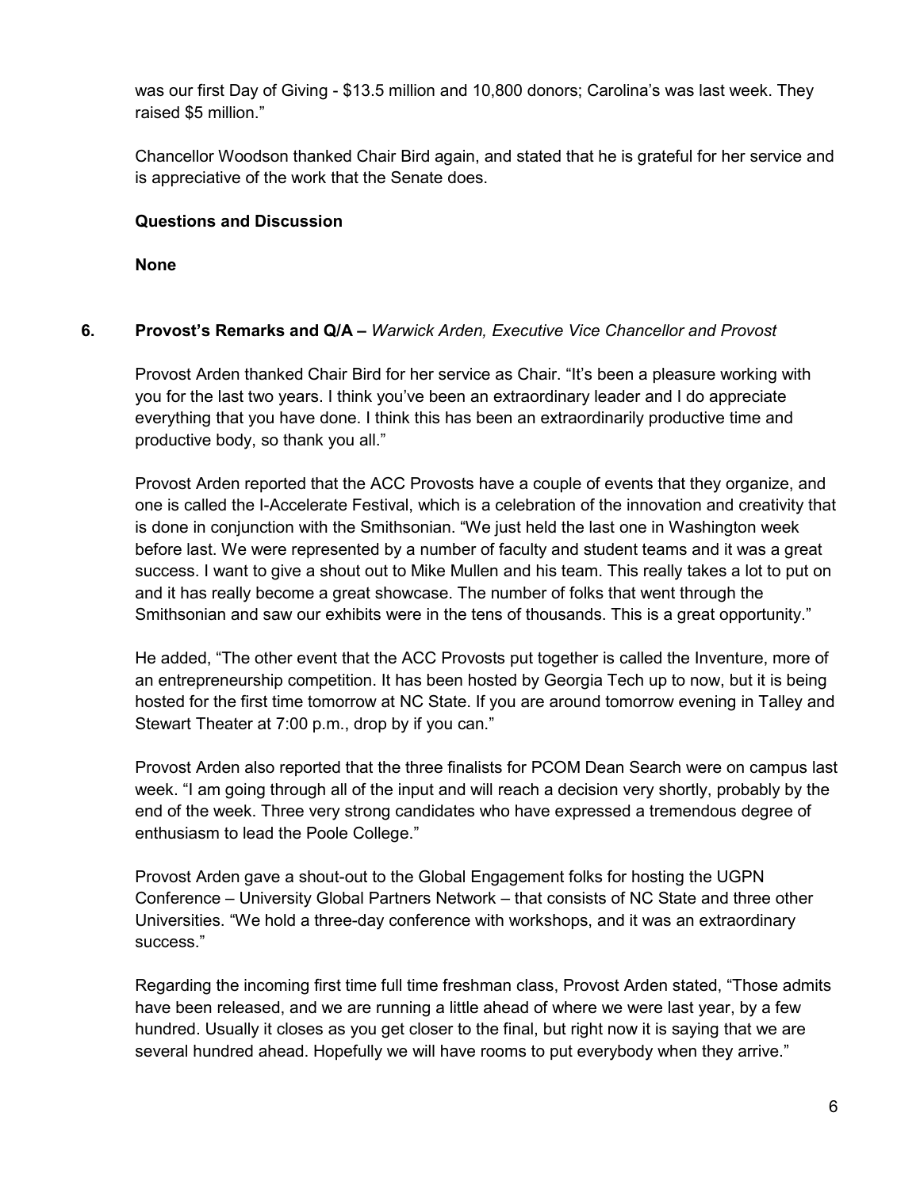was our first Day of Giving - $13.5 million and 10,800 donors; Carolina's was last week. They raised $5 million."

Chancellor Woodson thanked Chair Bird again, and stated that he is grateful for her service and is appreciative of the work that the Senate does.

**Questions and Discussion**

**None**

## 6. Provost's Remarks and Q/A – *Warwick Arden, Executive Vice Chancellor and Provost*

Provost Arden thanked Chair Bird for her service as Chair. "It's been a pleasure working with you for the last two years. I think you've been an extraordinary leader and I do appreciate everything that you have done. I think this has been an extraordinarily productive time and productive body, so thank you all."

Provost Arden reported that the ACC Provosts have a couple of events that they organize, and one is called the I-Accelerate Festival, which is a celebration of the innovation and creativity that is done in conjunction with the Smithsonian. "We just held the last one in Washington week before last. We were represented by a number of faculty and student teams and it was a great success. I want to give a shout out to Mike Mullen and his team. This really takes a lot to put on and it has really become a great showcase. The number of folks that went through the Smithsonian and saw our exhibits were in the tens of thousands. This is a great opportunity."

He added, "The other event that the ACC Provosts put together is called the Inventure, more of an entrepreneurship competition. It has been hosted by Georgia Tech up to now, but it is being hosted for the first time tomorrow at NC State. If you are around tomorrow evening in Talley and Stewart Theater at 7:00 p.m., drop by if you can."

Provost Arden also reported that the three finalists for PCOM Dean Search were on campus last week. "I am going through all of the input and will reach a decision very shortly, probably by the end of the week. Three very strong candidates who have expressed a tremendous degree of enthusiasm to lead the Poole College."

Provost Arden gave a shout-out to the Global Engagement folks for hosting the UGPN Conference – University Global Partners Network – that consists of NC State and three other Universities. "We hold a three-day conference with workshops, and it was an extraordinary success."

Regarding the incoming first time full time freshman class, Provost Arden stated, "Those admits have been released, and we are running a little ahead of where we were last year, by a few hundred. Usually it closes as you get closer to the final, but right now it is saying that we are several hundred ahead. Hopefully we will have rooms to put everybody when they arrive."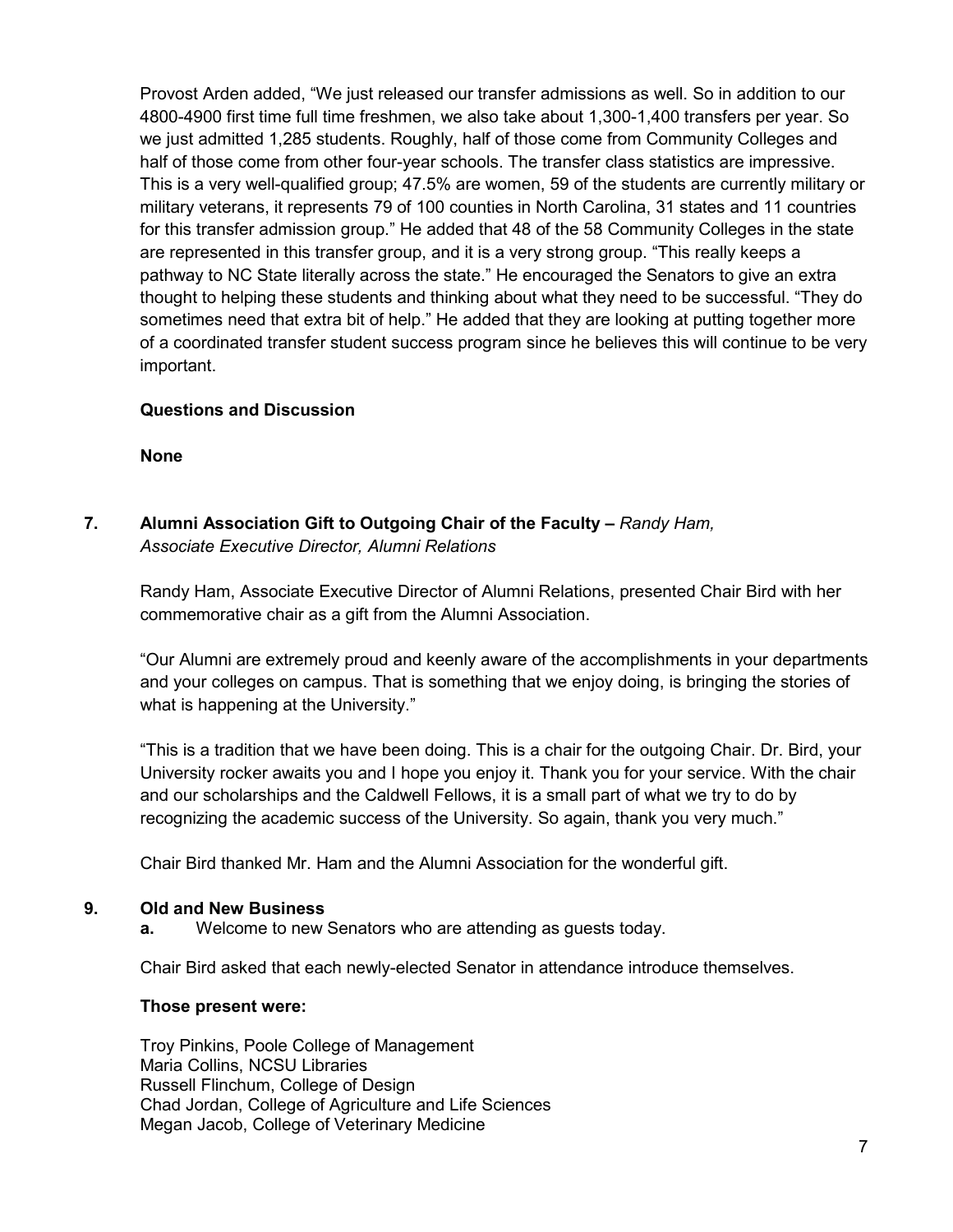Provost Arden added, "We just released our transfer admissions as well. So in addition to our 4800-4900 first time full time freshmen, we also take about 1,300-1,400 transfers per year. So we just admitted 1,285 students. Roughly, half of those come from Community Colleges and half of those come from other four-year schools. The transfer class statistics are impressive. This is a very well-qualified group; 47.5% are women, 59 of the students are currently military or military veterans, it represents 79 of 100 counties in North Carolina, 31 states and 11 countries for this transfer admission group." He added that 48 of the 58 Community Colleges in the state are represented in this transfer group, and it is a very strong group. "This really keeps a pathway to NC State literally across the state." He encouraged the Senators to give an extra thought to helping these students and thinking about what they need to be successful. "They do sometimes need that extra bit of help." He added that they are looking at putting together more of a coordinated transfer student success program since he believes this will continue to be very important.

**Questions and Discussion**

**None**

## 7. Alumni Association Gift to Outgoing Chair of the Faculty – *Randy Ham, Associate Executive Director, Alumni Relations*

Randy Ham, Associate Executive Director of Alumni Relations, presented Chair Bird with her commemorative chair as a gift from the Alumni Association.

"Our Alumni are extremely proud and keenly aware of the accomplishments in your departments and your colleges on campus. That is something that we enjoy doing, is bringing the stories of what is happening at the University."

"This is a tradition that we have been doing. This is a chair for the outgoing Chair. Dr. Bird, your University rocker awaits you and I hope you enjoy it. Thank you for your service. With the chair and our scholarships and the Caldwell Fellows, it is a small part of what we try to do by recognizing the academic success of the University. So again, thank you very much."

Chair Bird thanked Mr. Ham and the Alumni Association for the wonderful gift.

## 9. Old and New Business

**a.** Welcome to new Senators who are attending as guests today.

Chair Bird asked that each newly-elected Senator in attendance introduce themselves.

**Those present were:**

Troy Pinkins, Poole College of Management
Maria Collins, NCSU Libraries
Russell Flinchum, College of Design
Chad Jordan, College of Agriculture and Life Sciences
Megan Jacob, College of Veterinary Medicine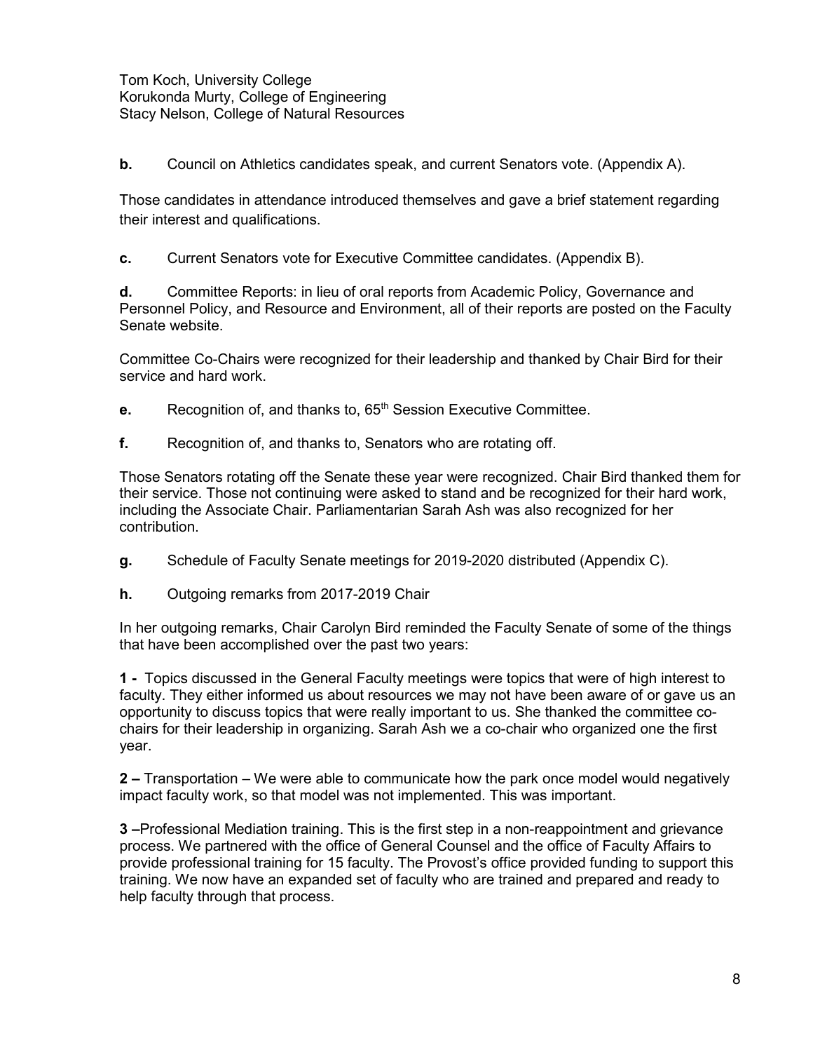Tom Koch, University College
Korukonda Murty, College of Engineering
Stacy Nelson, College of Natural Resources

**b.** Council on Athletics candidates speak, and current Senators vote. (Appendix A).

Those candidates in attendance introduced themselves and gave a brief statement regarding their interest and qualifications.

**c.** Current Senators vote for Executive Committee candidates. (Appendix B).

**d.** Committee Reports: in lieu of oral reports from Academic Policy, Governance and Personnel Policy, and Resource and Environment, all of their reports are posted on the Faculty Senate website.

Committee Co-Chairs were recognized for their leadership and thanked by Chair Bird for their service and hard work.

**e.** Recognition of, and thanks to, 65th Session Executive Committee.

**f.** Recognition of, and thanks to, Senators who are rotating off.

Those Senators rotating off the Senate these year were recognized. Chair Bird thanked them for their service. Those not continuing were asked to stand and be recognized for their hard work, including the Associate Chair. Parliamentarian Sarah Ash was also recognized for her contribution.

**g.** Schedule of Faculty Senate meetings for 2019-2020 distributed (Appendix C).

**h.** Outgoing remarks from 2017-2019 Chair

In her outgoing remarks, Chair Carolyn Bird reminded the Faculty Senate of some of the things that have been accomplished over the past two years:

**1 -** Topics discussed in the General Faculty meetings were topics that were of high interest to faculty. They either informed us about resources we may not have been aware of or gave us an opportunity to discuss topics that were really important to us. She thanked the committee co-chairs for their leadership in organizing. Sarah Ash we a co-chair who organized one the first year.

**2 –** Transportation – We were able to communicate how the park once model would negatively impact faculty work, so that model was not implemented. This was important.

**3 –**Professional Mediation training. This is the first step in a non-reappointment and grievance process. We partnered with the office of General Counsel and the office of Faculty Affairs to provide professional training for 15 faculty. The Provost's office provided funding to support this training. We now have an expanded set of faculty who are trained and prepared and ready to help faculty through that process.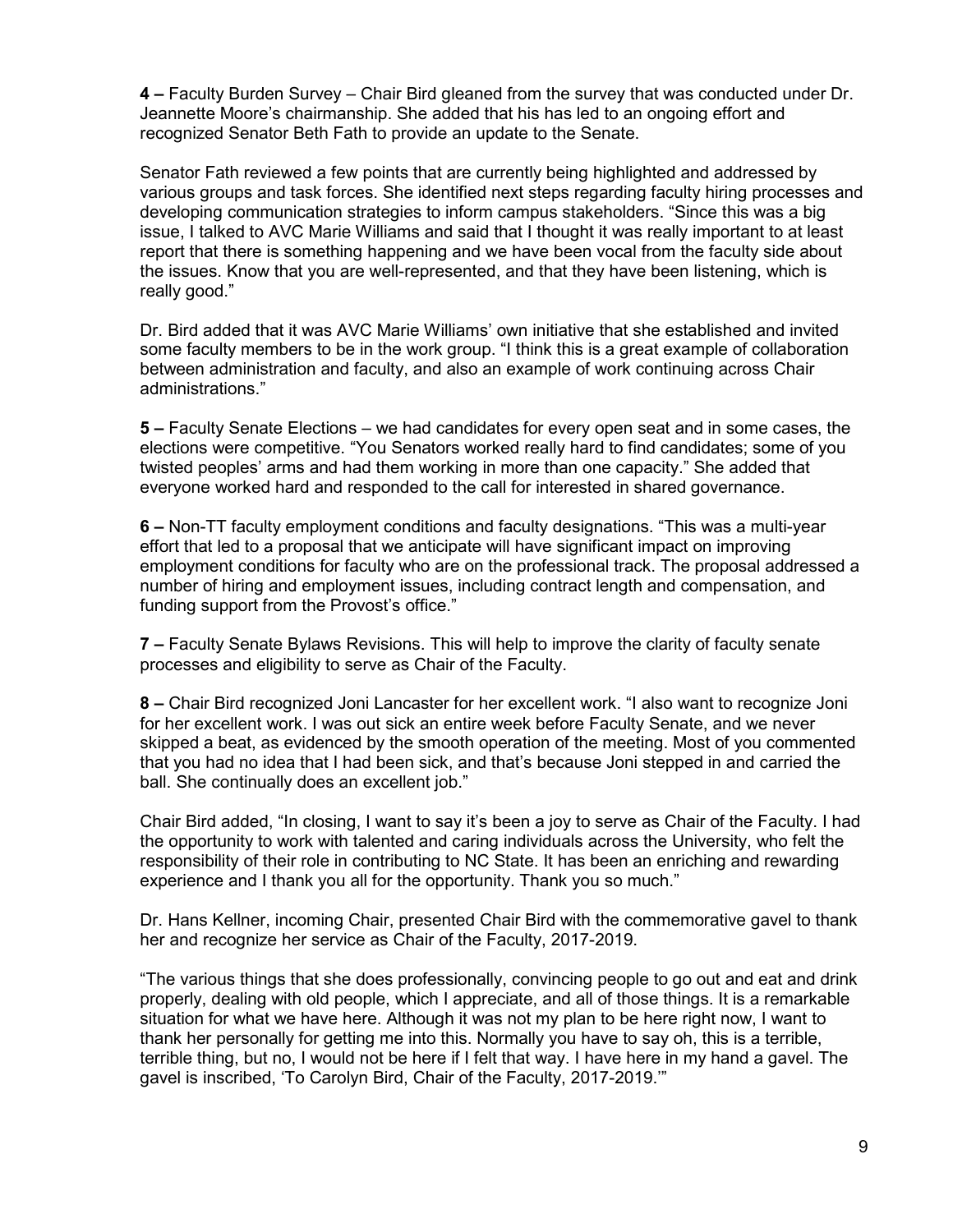**4 –** Faculty Burden Survey – Chair Bird gleaned from the survey that was conducted under Dr. Jeannette Moore's chairmanship. She added that his has led to an ongoing effort and recognized Senator Beth Fath to provide an update to the Senate.

Senator Fath reviewed a few points that are currently being highlighted and addressed by various groups and task forces. She identified next steps regarding faculty hiring processes and developing communication strategies to inform campus stakeholders. "Since this was a big issue, I talked to AVC Marie Williams and said that I thought it was really important to at least report that there is something happening and we have been vocal from the faculty side about the issues. Know that you are well-represented, and that they have been listening, which is really good."

Dr. Bird added that it was AVC Marie Williams' own initiative that she established and invited some faculty members to be in the work group. "I think this is a great example of collaboration between administration and faculty, and also an example of work continuing across Chair administrations."

**5 –** Faculty Senate Elections – we had candidates for every open seat and in some cases, the elections were competitive. "You Senators worked really hard to find candidates; some of you twisted peoples' arms and had them working in more than one capacity." She added that everyone worked hard and responded to the call for interested in shared governance.

**6 –** Non-TT faculty employment conditions and faculty designations. "This was a multi-year effort that led to a proposal that we anticipate will have significant impact on improving employment conditions for faculty who are on the professional track. The proposal addressed a number of hiring and employment issues, including contract length and compensation, and funding support from the Provost's office."

**7 –** Faculty Senate Bylaws Revisions. This will help to improve the clarity of faculty senate processes and eligibility to serve as Chair of the Faculty.

**8 –** Chair Bird recognized Joni Lancaster for her excellent work. "I also want to recognize Joni for her excellent work. I was out sick an entire week before Faculty Senate, and we never skipped a beat, as evidenced by the smooth operation of the meeting. Most of you commented that you had no idea that I had been sick, and that's because Joni stepped in and carried the ball. She continually does an excellent job."

Chair Bird added, "In closing, I want to say it's been a joy to serve as Chair of the Faculty. I had the opportunity to work with talented and caring individuals across the University, who felt the responsibility of their role in contributing to NC State. It has been an enriching and rewarding experience and I thank you all for the opportunity. Thank you so much."

Dr. Hans Kellner, incoming Chair, presented Chair Bird with the commemorative gavel to thank her and recognize her service as Chair of the Faculty, 2017-2019.

"The various things that she does professionally, convincing people to go out and eat and drink properly, dealing with old people, which I appreciate, and all of those things. It is a remarkable situation for what we have here. Although it was not my plan to be here right now, I want to thank her personally for getting me into this. Normally you have to say oh, this is a terrible, terrible thing, but no, I would not be here if I felt that way. I have here in my hand a gavel. The gavel is inscribed, 'To Carolyn Bird, Chair of the Faculty, 2017-2019.'"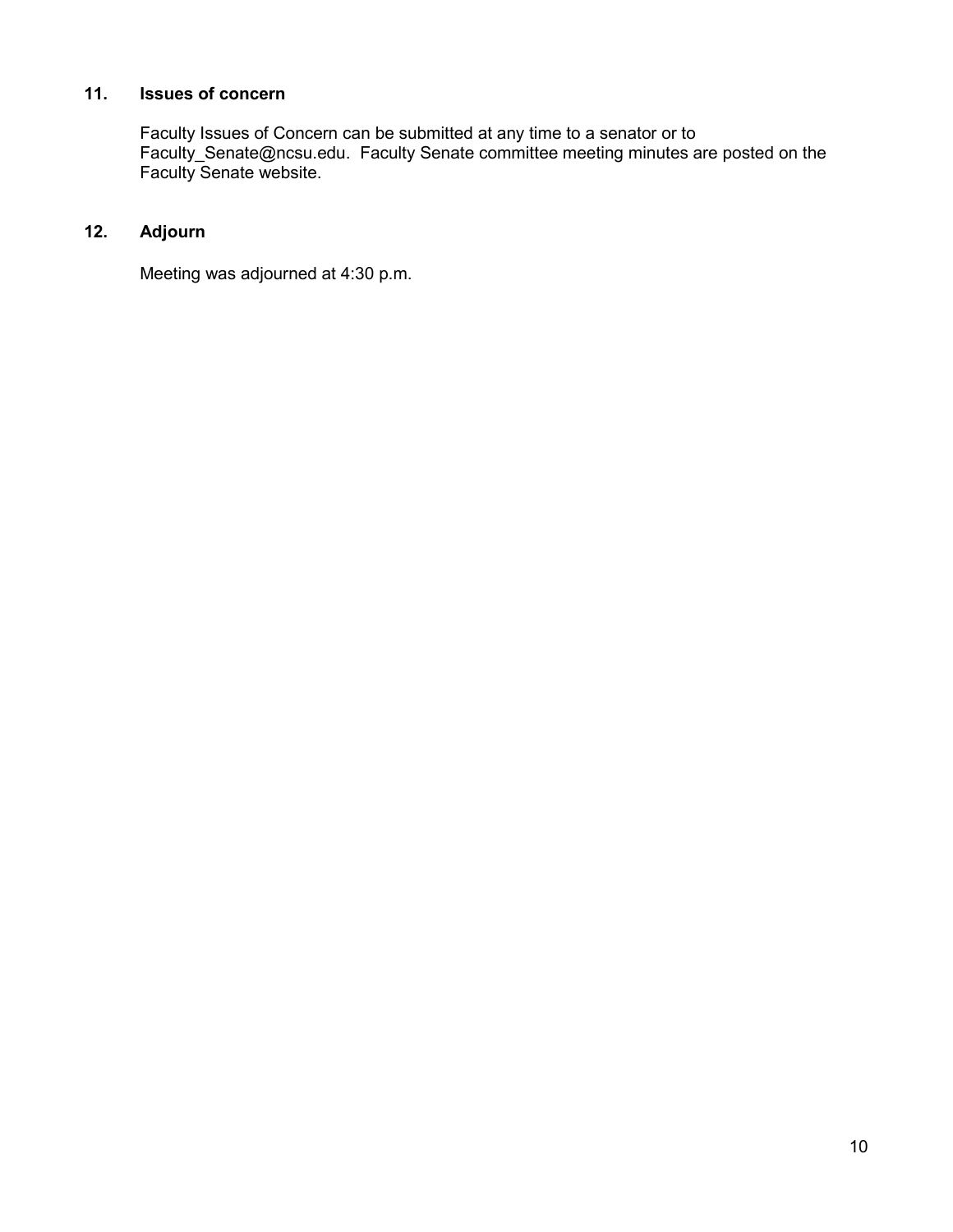### 11. Issues of concern

Faculty Issues of Concern can be submitted at any time to a senator or to Faculty_Senate@ncsu.edu. Faculty Senate committee meeting minutes are posted on the Faculty Senate website.

### 12. Adjourn

Meeting was adjourned at 4:30 p.m.